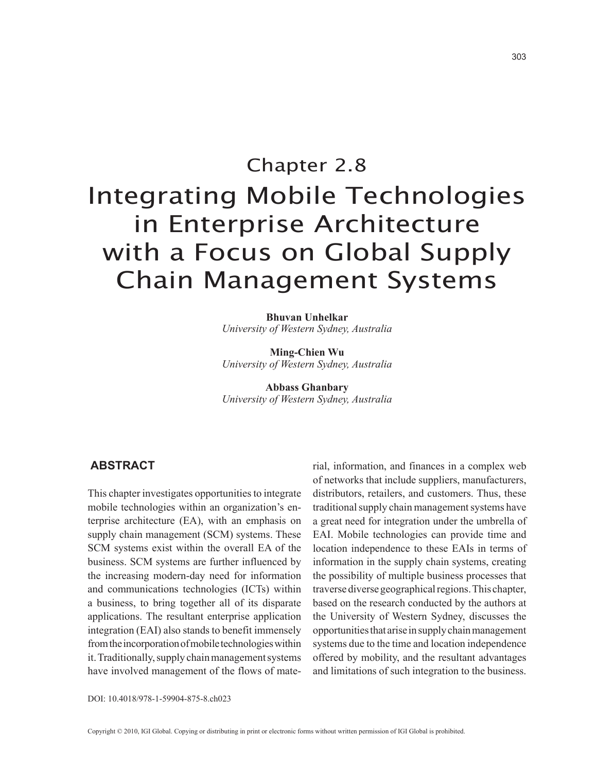# Chapter 2.8
# Integrating Mobile Technologies in Enterprise Architecture with a Focus on Global Supply Chain Management Systems

**Bhuvan Unhelkar**
*University of Western Sydney, Australia*

**Ming-Chien Wu**
*University of Western Sydney, Australia*

**Abbass Ghanbary**
*University of Western Sydney, Australia*

## ABSTRACT

This chapter investigates opportunities to integrate mobile technologies within an organization's enterprise architecture (EA), with an emphasis on supply chain management (SCM) systems. These SCM systems exist within the overall EA of the business. SCM systems are further influenced by the increasing modern-day need for information and communications technologies (ICTs) within a business, to bring together all of its disparate applications. The resultant enterprise application integration (EAI) also stands to benefit immensely from the incorporation of mobile technologies within it. Traditionally, supply chain management systems have involved management of the flows of material, information, and finances in a complex web of networks that include suppliers, manufacturers, distributors, retailers, and customers. Thus, these traditional supply chain management systems have a great need for integration under the umbrella of EAI. Mobile technologies can provide time and location independence to these EAIs in terms of information in the supply chain systems, creating the possibility of multiple business processes that traverse diverse geographical regions. This chapter, based on the research conducted by the authors at the University of Western Sydney, discusses the opportunities that arise in supply chain management systems due to the time and location independence offered by mobility, and the resultant advantages and limitations of such integration to the business.

DOI: 10.4018/978-1-59904-875-8.ch023

Copyright © 2010, IGI Global. Copying or distributing in print or electronic forms without written permission of IGI Global is prohibited.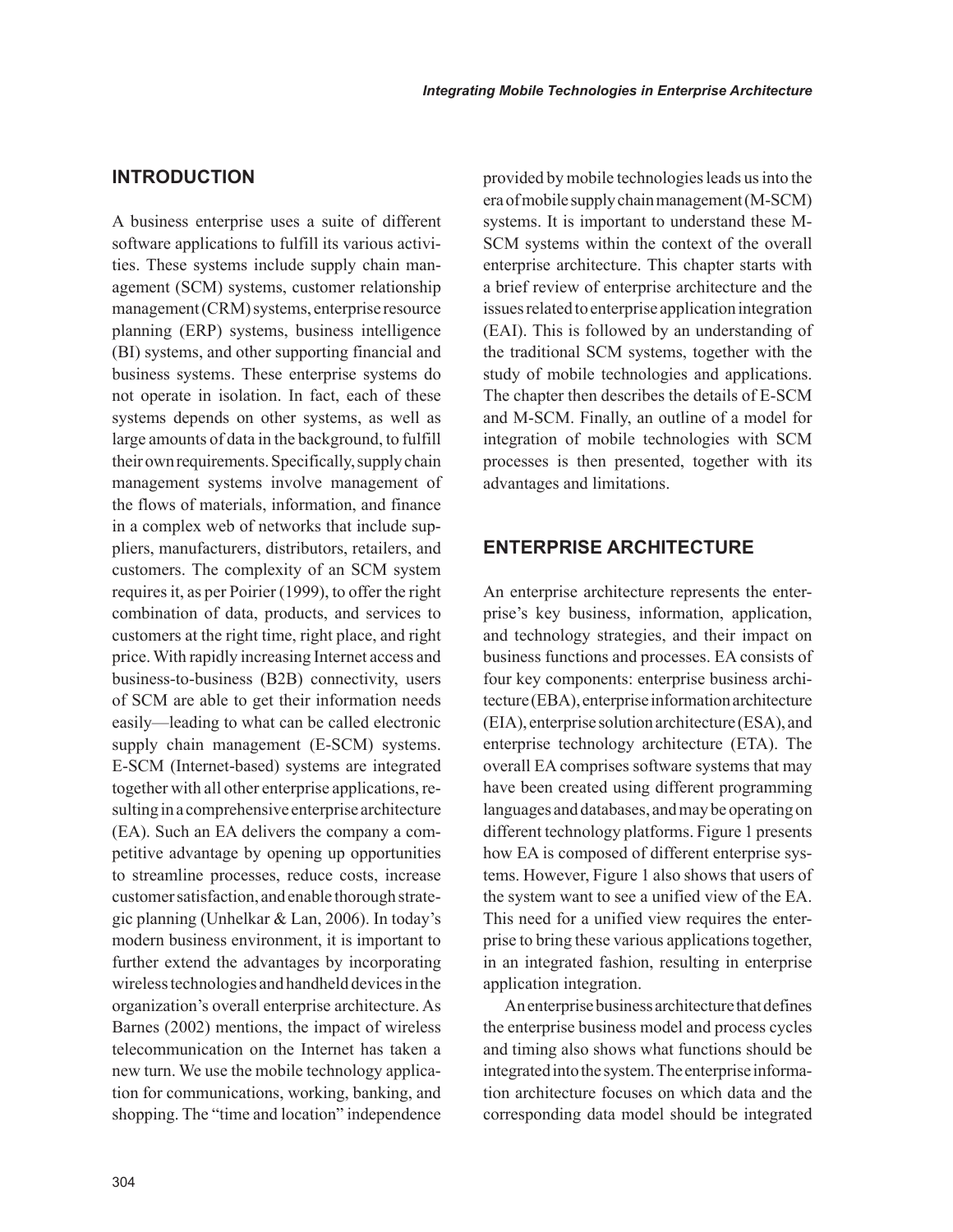## INTRODUCTION

A business enterprise uses a suite of different software applications to fulfill its various activities. These systems include supply chain management (SCM) systems, customer relationship management (CRM) systems, enterprise resource planning (ERP) systems, business intelligence (BI) systems, and other supporting financial and business systems. These enterprise systems do not operate in isolation. In fact, each of these systems depends on other systems, as well as large amounts of data in the background, to fulfill their own requirements. Specifically, supply chain management systems involve management of the flows of materials, information, and finance in a complex web of networks that include suppliers, manufacturers, distributors, retailers, and customers. The complexity of an SCM system requires it, as per Poirier (1999), to offer the right combination of data, products, and services to customers at the right time, right place, and right price. With rapidly increasing Internet access and business-to-business (B2B) connectivity, users of SCM are able to get their information needs easily—leading to what can be called electronic supply chain management (E-SCM) systems. E-SCM (Internet-based) systems are integrated together with all other enterprise applications, resulting in a comprehensive enterprise architecture (EA). Such an EA delivers the company a competitive advantage by opening up opportunities to streamline processes, reduce costs, increase customer satisfaction, and enable thorough strategic planning (Unhelkar & Lan, 2006). In today's modern business environment, it is important to further extend the advantages by incorporating wireless technologies and handheld devices in the organization's overall enterprise architecture. As Barnes (2002) mentions, the impact of wireless telecommunication on the Internet has taken a new turn. We use the mobile technology application for communications, working, banking, and shopping. The "time and location" independence provided by mobile technologies leads us into the era of mobile supply chain management (M-SCM) systems. It is important to understand these M-SCM systems within the context of the overall enterprise architecture. This chapter starts with a brief review of enterprise architecture and the issues related to enterprise application integration (EAI). This is followed by an understanding of the traditional SCM systems, together with the study of mobile technologies and applications. The chapter then describes the details of E-SCM and M-SCM. Finally, an outline of a model for integration of mobile technologies with SCM processes is then presented, together with its advantages and limitations.

## ENTERPRISE ARCHITECTURE

An enterprise architecture represents the enterprise's key business, information, application, and technology strategies, and their impact on business functions and processes. EA consists of four key components: enterprise business architecture (EBA), enterprise information architecture (EIA), enterprise solution architecture (ESA), and enterprise technology architecture (ETA). The overall EA comprises software systems that may have been created using different programming languages and databases, and may be operating on different technology platforms. Figure 1 presents how EA is composed of different enterprise systems. However, Figure 1 also shows that users of the system want to see a unified view of the EA. This need for a unified view requires the enterprise to bring these various applications together, in an integrated fashion, resulting in enterprise application integration.

An enterprise business architecture that defines the enterprise business model and process cycles and timing also shows what functions should be integrated into the system. The enterprise information architecture focuses on which data and the corresponding data model should be integrated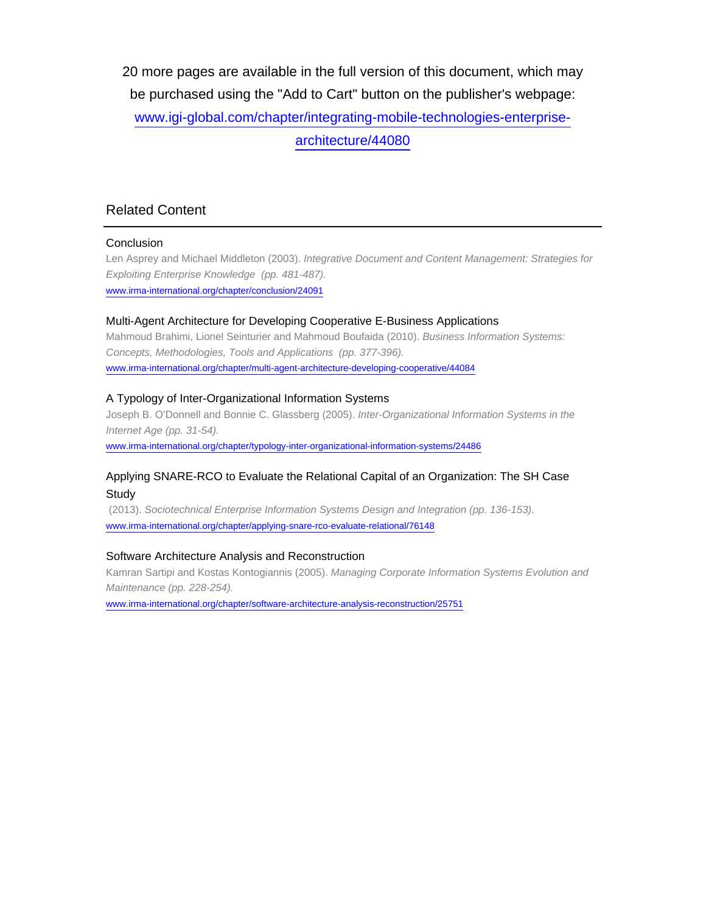20 more pages are available in the full version of this document, which may be purchased using the "Add to Cart" button on the publisher's webpage: www.igi-global.com/chapter/integrating-mobile-technologies-enterprise-architecture/44080

## Related Content

### Conclusion

Len Asprey and Michael Middleton (2003). *Integrative Document and Content Management: Strategies for Exploiting Enterprise Knowledge (pp. 481-487).*

www.irma-international.org/chapter/conclusion/24091

### Multi-Agent Architecture for Developing Cooperative E-Business Applications

Mahmoud Brahimi, Lionel Seinturier and Mahmoud Boufaida (2010). *Business Information Systems: Concepts, Methodologies, Tools and Applications (pp. 377-396).*

www.irma-international.org/chapter/multi-agent-architecture-developing-cooperative/44084

### A Typology of Inter-Organizational Information Systems

Joseph B. O'Donnell and Bonnie C. Glassberg (2005). *Inter-Organizational Information Systems in the Internet Age (pp. 31-54).*

www.irma-international.org/chapter/typology-inter-organizational-information-systems/24486

### Applying SNARE-RCO to Evaluate the Relational Capital of an Organization: The SH Case Study

(2013). *Sociotechnical Enterprise Information Systems Design and Integration (pp. 136-153).*

www.irma-international.org/chapter/applying-snare-rco-evaluate-relational/76148

### Software Architecture Analysis and Reconstruction

Kamran Sartipi and Kostas Kontogiannis (2005). *Managing Corporate Information Systems Evolution and Maintenance (pp. 228-254).*

www.irma-international.org/chapter/software-architecture-analysis-reconstruction/25751